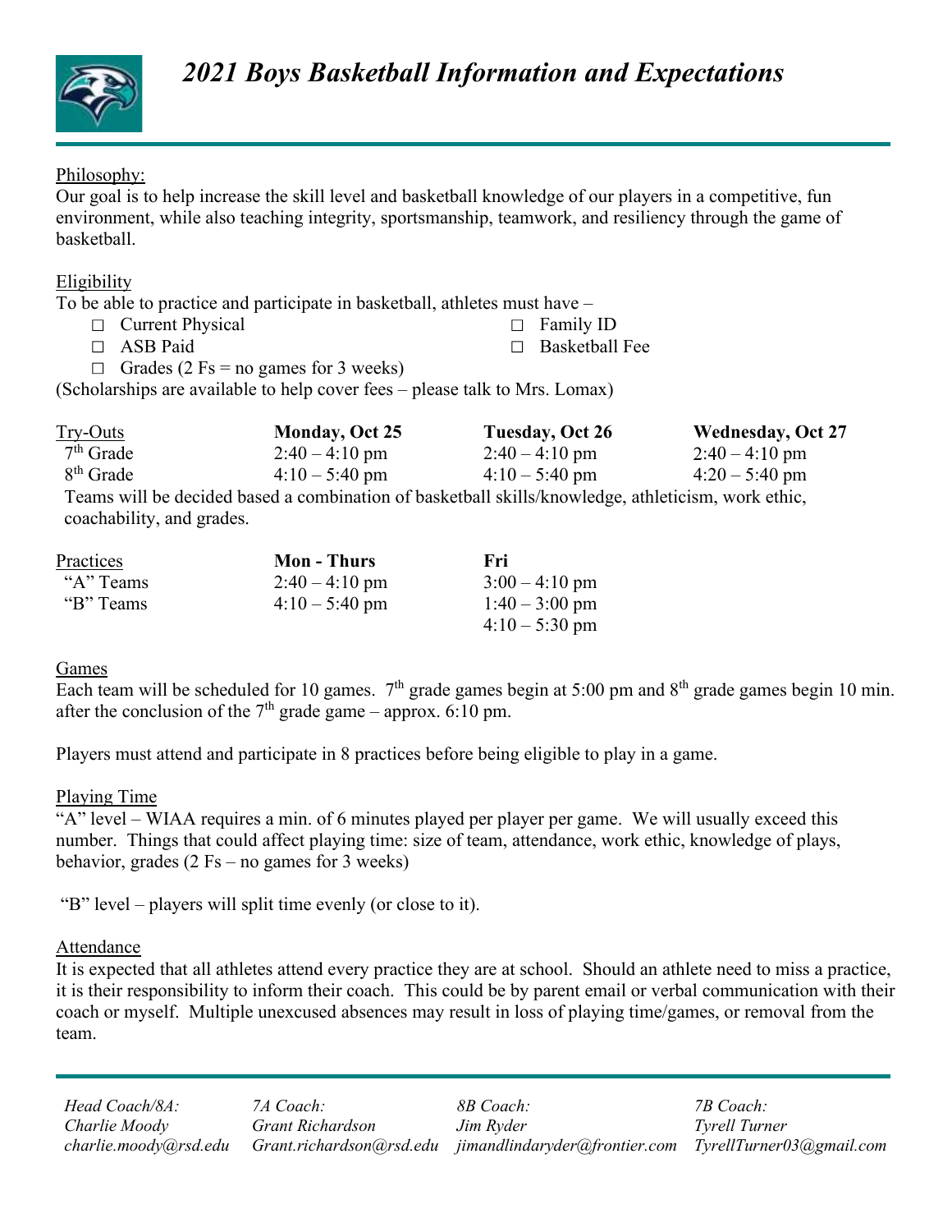# *2021 Boys Basketball Information and Expectations*

Philosophy:
Our goal is to help increase the skill level and basketball knowledge of our players in a competitive, fun environment, while also teaching integrity, sportsmanship, teamwork, and resiliency through the game of basketball.

Eligibility
To be able to practice and participate in basketball, athletes must have –

- ☐ Current Physical
- ☐ Family ID
- ☐ ASB Paid
- ☐ Basketball Fee
- ☐ Grades (2 Fs = no games for 3 weeks)

(Scholarships are available to help cover fees – please talk to Mrs. Lomax)

| Try-Outs | **Monday, Oct 25** | **Tuesday, Oct 26** | **Wednesday, Oct 27** |
|---|---|---|---|
| 7th Grade | 2:40 – 4:10 pm | 2:40 – 4:10 pm | 2:40 – 4:10 pm |
| 8th Grade | 4:10 – 5:40 pm | 4:10 – 5:40 pm | 4:20 – 5:40 pm |

Teams will be decided based a combination of basketball skills/knowledge, athleticism, work ethic, coachability, and grades.

| Practices | **Mon - Thurs** | **Fri** |
|---|---|---|
| "A" Teams | 2:40 – 4:10 pm | 3:00 – 4:10 pm |
| "B" Teams | 4:10 – 5:40 pm | 1:40 – 3:00 pm<br>4:10 – 5:30 pm |

Games
Each team will be scheduled for 10 games. 7th grade games begin at 5:00 pm and 8th grade games begin 10 min. after the conclusion of the 7th grade game – approx. 6:10 pm.

Players must attend and participate in 8 practices before being eligible to play in a game.

Playing Time
"A" level – WIAA requires a min. of 6 minutes played per player per game. We will usually exceed this number. Things that could affect playing time: size of team, attendance, work ethic, knowledge of plays, behavior, grades (2 Fs – no games for 3 weeks)

"B" level – players will split time evenly (or close to it).

Attendance
It is expected that all athletes attend every practice they are at school. Should an athlete need to miss a practice, it is their responsibility to inform their coach. This could be by parent email or verbal communication with their coach or myself. Multiple unexcused absences may result in loss of playing time/games, or removal from the team.

*Head Coach/8A:*
*Charlie Moody*
*charlie.moody@rsd.edu*

*7A Coach:*
*Grant Richardson*
*Grant.richardson@rsd.edu*

*8B Coach:*
*Jim Ryder*
*jimandlindaryder@frontier.com*

*7B Coach:*
*Tyrell Turner*
*TyrellTurner03@gmail.com*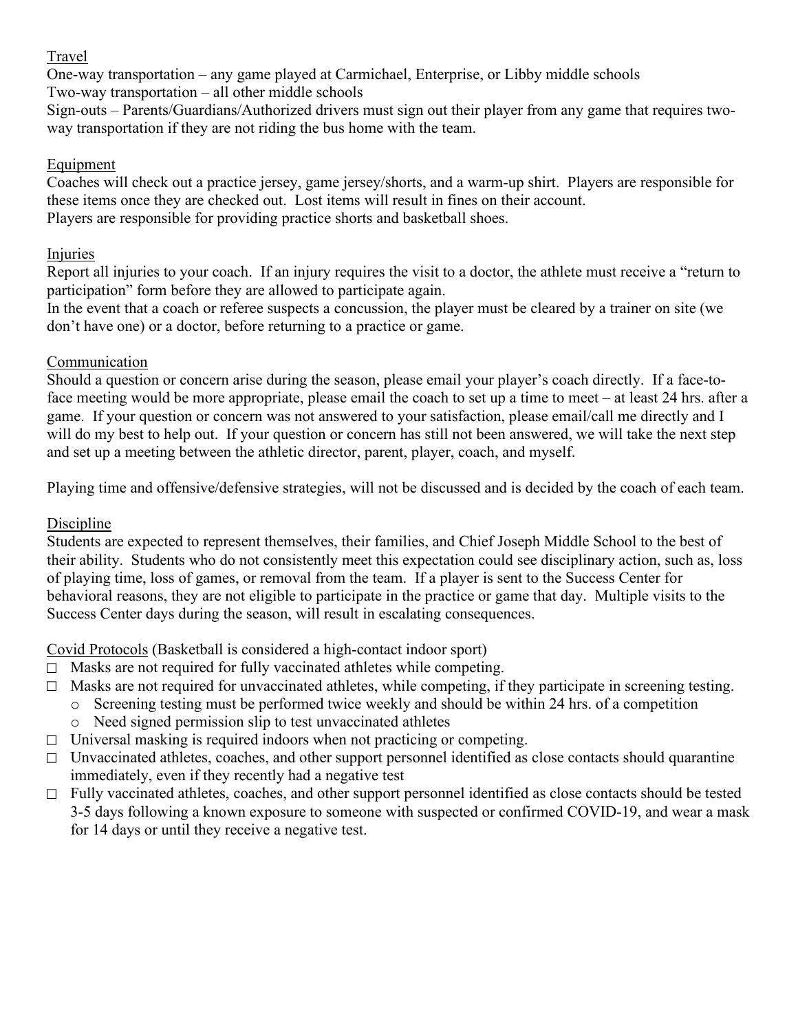## Travel

One-way transportation – any game played at Carmichael, Enterprise, or Libby middle schools
Two-way transportation – all other middle schools
Sign-outs – Parents/Guardians/Authorized drivers must sign out their player from any game that requires two-way transportation if they are not riding the bus home with the team.

## Equipment

Coaches will check out a practice jersey, game jersey/shorts, and a warm-up shirt. Players are responsible for these items once they are checked out. Lost items will result in fines on their account.
Players are responsible for providing practice shorts and basketball shoes.

## Injuries

Report all injuries to your coach. If an injury requires the visit to a doctor, the athlete must receive a "return to participation" form before they are allowed to participate again.
In the event that a coach or referee suspects a concussion, the player must be cleared by a trainer on site (we don't have one) or a doctor, before returning to a practice or game.

## Communication

Should a question or concern arise during the season, please email your player's coach directly. If a face-to-face meeting would be more appropriate, please email the coach to set up a time to meet – at least 24 hrs. after a game. If your question or concern was not answered to your satisfaction, please email/call me directly and I will do my best to help out. If your question or concern has still not been answered, we will take the next step and set up a meeting between the athletic director, parent, player, coach, and myself.

Playing time and offensive/defensive strategies, will not be discussed and is decided by the coach of each team.

## Discipline

Students are expected to represent themselves, their families, and Chief Joseph Middle School to the best of their ability. Students who do not consistently meet this expectation could see disciplinary action, such as, loss of playing time, loss of games, or removal from the team. If a player is sent to the Success Center for behavioral reasons, they are not eligible to participate in the practice or game that day. Multiple visits to the Success Center days during the season, will result in escalating consequences.

## Covid Protocols (Basketball is considered a high-contact indoor sport)

- ☐ Masks are not required for fully vaccinated athletes while competing.
- ☐ Masks are not required for unvaccinated athletes, while competing, if they participate in screening testing.
  - Screening testing must be performed twice weekly and should be within 24 hrs. of a competition
  - Need signed permission slip to test unvaccinated athletes
- ☐ Universal masking is required indoors when not practicing or competing.
- ☐ Unvaccinated athletes, coaches, and other support personnel identified as close contacts should quarantine immediately, even if they recently had a negative test
- ☐ Fully vaccinated athletes, coaches, and other support personnel identified as close contacts should be tested 3-5 days following a known exposure to someone with suspected or confirmed COVID-19, and wear a mask for 14 days or until they receive a negative test.